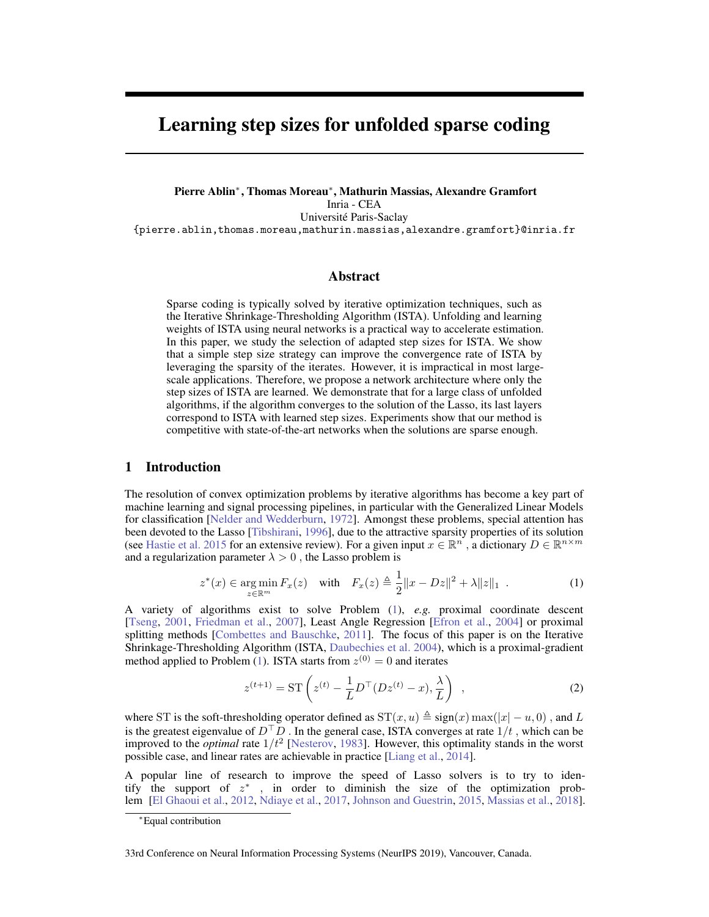# Learning step sizes for unfolded sparse coding

**Pierre Ablin***, **Thomas Moreau***, **Mathurin Massias**, **Alexandre Gramfort**
Inria - CEA
Université Paris-Saclay
{pierre.ablin,thomas.moreau,mathurin.massias,alexandre.gramfort}@inria.fr

## Abstract

Sparse coding is typically solved by iterative optimization techniques, such as the Iterative Shrinkage-Thresholding Algorithm (ISTA). Unfolding and learning weights of ISTA using neural networks is a practical way to accelerate estimation. In this paper, we study the selection of adapted step sizes for ISTA. We show that a simple step size strategy can improve the convergence rate of ISTA by leveraging the sparsity of the iterates. However, it is impractical in most large-scale applications. Therefore, we propose a network architecture where only the step sizes of ISTA are learned. We demonstrate that for a large class of unfolded algorithms, if the algorithm converges to the solution of the Lasso, its last layers correspond to ISTA with learned step sizes. Experiments show that our method is competitive with state-of-the-art networks when the solutions are sparse enough.

## 1 Introduction

The resolution of convex optimization problems by iterative algorithms has become a key part of machine learning and signal processing pipelines, in particular with the Generalized Linear Models for classification [Nelder and Wedderburn, 1972]. Amongst these problems, special attention has been devoted to the Lasso [Tibshirani, 1996], due to the attractive sparsity properties of its solution (see Hastie et al. 2015 for an extensive review). For a given input $x \in \mathbb{R}^n$, a dictionary $D \in \mathbb{R}^{n \times m}$ and a regularization parameter $\lambda > 0$, the Lasso problem is

$$z^*(x) \in \operatorname*{arg\,min}_{z \in \mathbb{R}^m} F_x(z) \quad \text{with} \quad F_x(z) \triangleq \frac{1}{2}\|x - Dz\|^2 + \lambda\|z\|_1 \ . \tag{1}$$

A variety of algorithms exist to solve Problem (1), *e.g.* proximal coordinate descent [Tseng, 2001, Friedman et al., 2007], Least Angle Regression [Efron et al., 2004] or proximal splitting methods [Combettes and Bauschke, 2011]. The focus of this paper is on the Iterative Shrinkage-Thresholding Algorithm (ISTA, Daubechies et al. 2004), which is a proximal-gradient method applied to Problem (1). ISTA starts from $z^{(0)} = 0$ and iterates

$$z^{(t+1)} = \text{ST}\left(z^{(t)} - \frac{1}{L}D^\top(Dz^{(t)} - x), \frac{\lambda}{L}\right) \ , \tag{2}$$

where ST is the soft-thresholding operator defined as $\text{ST}(x, u) \triangleq \text{sign}(x)\max(|x| - u, 0)$, and $L$ is the greatest eigenvalue of $D^\top D$. In the general case, ISTA converges at rate $1/t$, which can be improved to the *optimal* rate $1/t^2$ [Nesterov, 1983]. However, this optimality stands in the worst possible case, and linear rates are achievable in practice [Liang et al., 2014].

A popular line of research to improve the speed of Lasso solvers is to try to identify the support of $z^*$, in order to diminish the size of the optimization problem [El Ghaoui et al., 2012, Ndiaye et al., 2017, Johnson and Guestrin, 2015, Massias et al., 2018].

*Equal contribution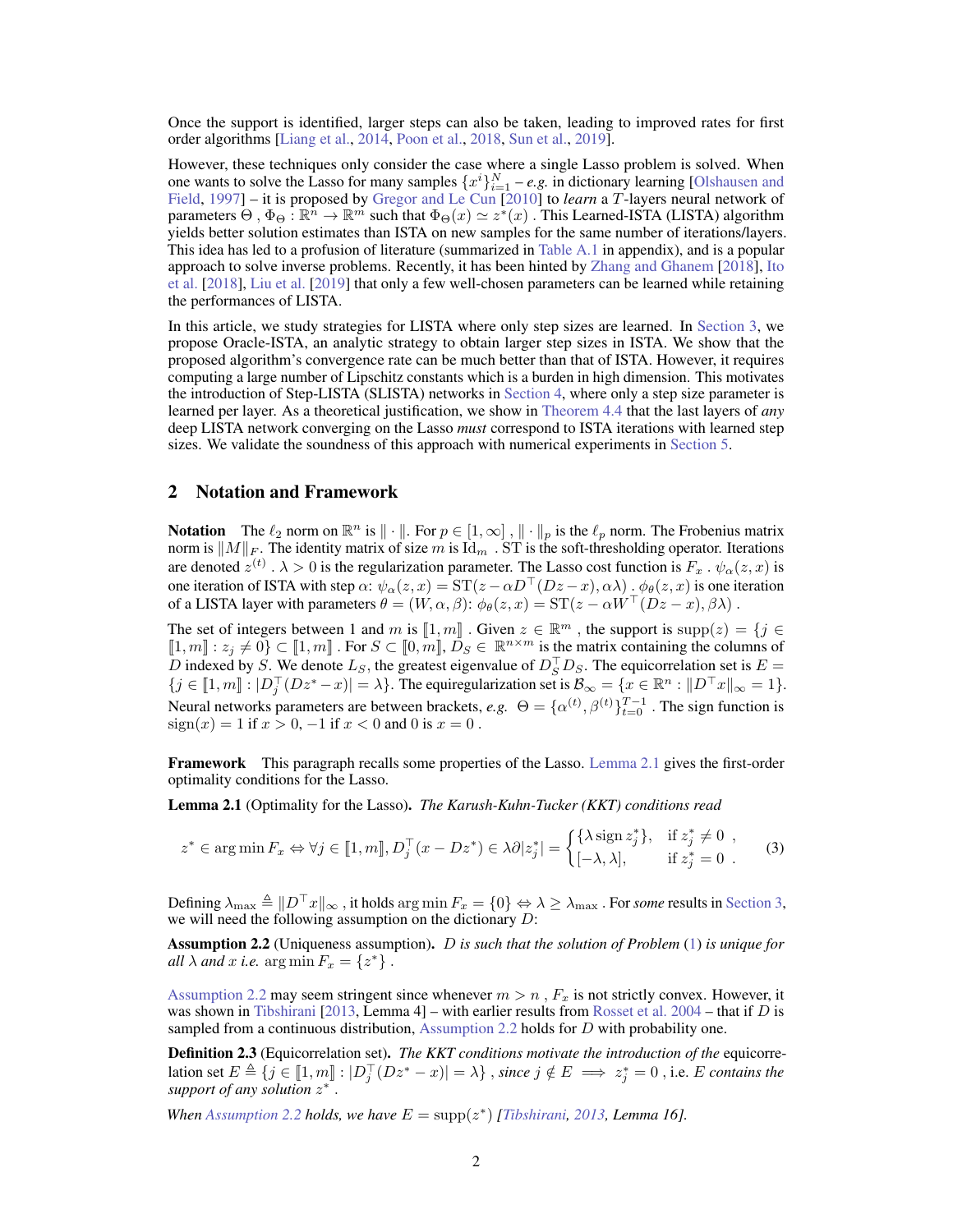Once the support is identified, larger steps can also be taken, leading to improved rates for first order algorithms [Liang et al., 2014, Poon et al., 2018, Sun et al., 2019].

However, these techniques only consider the case where a single Lasso problem is solved. When one wants to solve the Lasso for many samples $\{x^i\}_{i=1}^N$ – *e.g.* in dictionary learning [Olshausen and Field, 1997] – it is proposed by Gregor and Le Cun [2010] to *learn* a $T$-layers neural network of parameters $\Theta$ , $\Phi_\Theta : \mathbb{R}^n \to \mathbb{R}^m$ such that $\Phi_\Theta(x) \simeq z^*(x)$ . This Learned-ISTA (LISTA) algorithm yields better solution estimates than ISTA on new samples for the same number of iterations/layers. This idea has led to a profusion of literature (summarized in Table A.1 in appendix), and is a popular approach to solve inverse problems. Recently, it has been hinted by Zhang and Ghanem [2018], Ito et al. [2018], Liu et al. [2019] that only a few well-chosen parameters can be learned while retaining the performances of LISTA.

In this article, we study strategies for LISTA where only step sizes are learned. In Section 3, we propose Oracle-ISTA, an analytic strategy to obtain larger step sizes in ISTA. We show that the proposed algorithm's convergence rate can be much better than that of ISTA. However, it requires computing a large number of Lipschitz constants which is a burden in high dimension. This motivates the introduction of Step-LISTA (SLISTA) networks in Section 4, where only a step size parameter is learned per layer. As a theoretical justification, we show in Theorem 4.4 that the last layers of *any* deep LISTA network converging on the Lasso *must* correspond to ISTA iterations with learned step sizes. We validate the soundness of this approach with numerical experiments in Section 5.

## 2 Notation and Framework

**Notation** The $\ell_2$ norm on $\mathbb{R}^n$ is $\|\cdot\|$. For $p \in [1, \infty]$ , $\|\cdot\|_p$ is the $\ell_p$ norm. The Frobenius matrix norm is $\|M\|_F$. The identity matrix of size $m$ is $\mathrm{Id}_m$ . ST is the soft-thresholding operator. Iterations are denoted $z^{(t)}$ . $\lambda > 0$ is the regularization parameter. The Lasso cost function is $F_x$ . $\psi_\alpha(z, x)$ is one iteration of ISTA with step $\alpha$: $\psi_\alpha(z, x) = \mathrm{ST}(z - \alpha D^\top(Dz - x), \alpha\lambda)$ . $\phi_\theta(z, x)$ is one iteration of a LISTA layer with parameters $\theta = (W, \alpha, \beta)$: $\phi_\theta(z, x) = \mathrm{ST}(z - \alpha W^\top(Dz - x), \beta\lambda)$ .

The set of integers between 1 and $m$ is $[\![1, m]\!]$ . Given $z \in \mathbb{R}^m$ , the support is $\mathrm{supp}(z) = \{j \in [\![1, m]\!] : z_j \neq 0\} \subset [\![1, m]\!]$ . For $S \subset [\![0, m]\!]$, $D_S \in \mathbb{R}^{n \times m}$ is the matrix containing the columns of $D$ indexed by $S$. We denote $L_S$, the greatest eigenvalue of $D_S^\top D_S$. The equicorrelation set is $E = \{j \in [\![1, m]\!] : |D_j^\top(Dz^* - x)| = \lambda\}$. The equiregularization set is $\mathcal{B}_\infty = \{x \in \mathbb{R}^n : \|D^\top x\|_\infty = 1\}$. Neural networks parameters are between brackets, *e.g.* $\Theta = \{\alpha^{(t)}, \beta^{(t)}\}_{t=0}^{T-1}$ . The sign function is $\mathrm{sign}(x) = 1$ if $x > 0$, $-1$ if $x < 0$ and $0$ is $x = 0$ .

**Framework** This paragraph recalls some properties of the Lasso. Lemma 2.1 gives the first-order optimality conditions for the Lasso.

**Lemma 2.1** (Optimality for the Lasso). *The Karush-Kuhn-Tucker (KKT) conditions read*

$$z^* \in \arg\min F_x \Leftrightarrow \forall j \in [\![1, m]\!], D_j^\top(x - Dz^*) \in \lambda \partial |z_j^*| = \begin{cases} \{\lambda \,\mathrm{sign}\, z_j^*\}, & \text{if } z_j^* \neq 0 \ , \\ [-\lambda, \lambda], & \text{if } z_j^* = 0 \ . \end{cases} \tag{3}$$

Defining $\lambda_{\max} \triangleq \|D^\top x\|_\infty$ , it holds $\arg\min F_x = \{0\} \Leftrightarrow \lambda \geq \lambda_{\max}$ . For *some* results in Section 3, we will need the following assumption on the dictionary $D$:

**Assumption 2.2** (Uniqueness assumption). *$D$ is such that the solution of Problem (1) is unique for all $\lambda$ and $x$ i.e. $\arg\min F_x = \{z^*\}$ .*

Assumption 2.2 may seem stringent since whenever $m > n$ , $F_x$ is not strictly convex. However, it was shown in Tibshirani [2013, Lemma 4] – with earlier results from Rosset et al. 2004 – that if $D$ is sampled from a continuous distribution, Assumption 2.2 holds for $D$ with probability one.

**Definition 2.3** (Equicorrelation set). *The KKT conditions motivate the introduction of the* equicorrelation set $E \triangleq \{j \in [\![1, m]\!] : |D_j^\top(Dz^* - x)| = \lambda\}$ *, since* $j \notin E \implies z_j^* = 0$ , i.e. *$E$ contains the support of any solution $z^*$ .*

*When Assumption 2.2 holds, we have $E = \mathrm{supp}(z^*)$ [Tibshirani, 2013, Lemma 16].*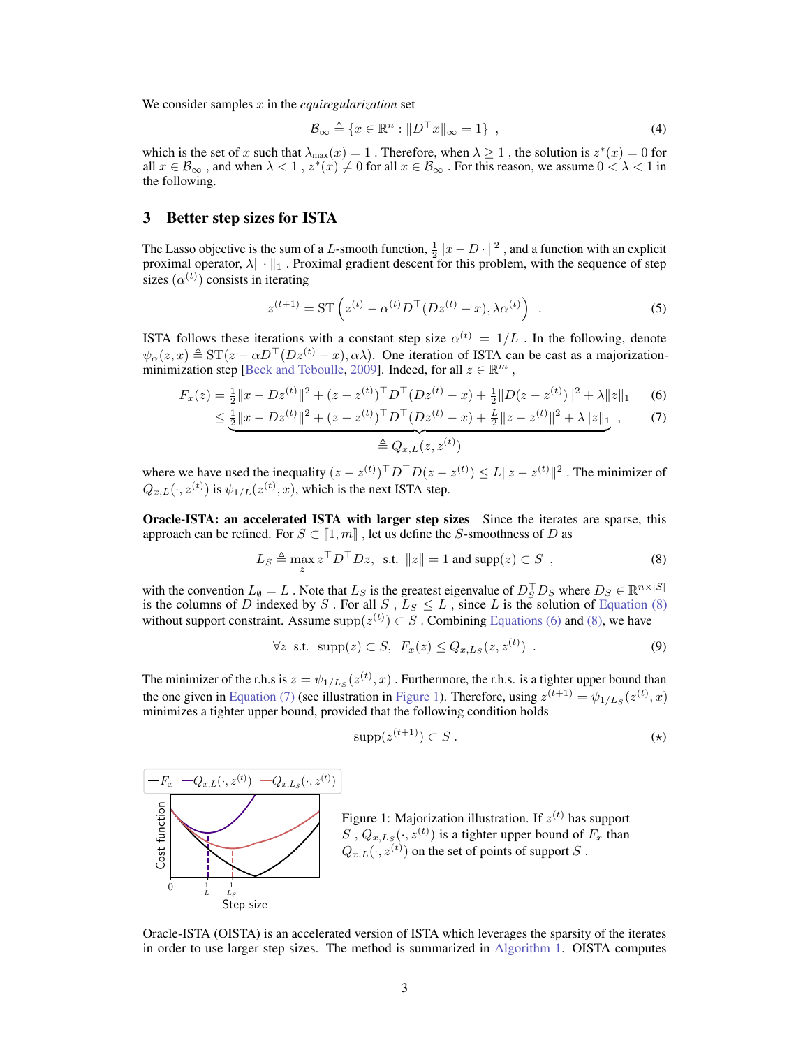We consider samples $x$ in the *equiregularization* set

$$\mathcal{B}_\infty \triangleq \{x \in \mathbb{R}^n : \|D^\top x\|_\infty = 1\} \ , \tag{4}$$

which is the set of $x$ such that $\lambda_{\max}(x) = 1$ . Therefore, when $\lambda \geq 1$ , the solution is $z^*(x) = 0$ for all $x \in \mathcal{B}_\infty$ , and when $\lambda < 1$ , $z^*(x) \neq 0$ for all $x \in \mathcal{B}_\infty$ . For this reason, we assume $0 < \lambda < 1$ in the following.

## 3 Better step sizes for ISTA

The Lasso objective is the sum of a $L$-smooth function, $\frac{1}{2}\|x - D \cdot\|^2$ , and a function with an explicit proximal operator, $\lambda\|\cdot\|_1$ . Proximal gradient descent for this problem, with the sequence of step sizes $(\alpha^{(t)})$ consists in iterating

$$z^{(t+1)} = \text{ST}\left(z^{(t)} - \alpha^{(t)} D^\top(Dz^{(t)} - x), \lambda\alpha^{(t)}\right) \ . \tag{5}$$

ISTA follows these iterations with a constant step size $\alpha^{(t)} = 1/L$ . In the following, denote $\psi_\alpha(z, x) \triangleq \text{ST}(z - \alpha D^\top(Dz^{(t)} - x), \alpha\lambda)$. One iteration of ISTA can be cast as a majorization-minimization step [Beck and Teboulle, 2009]. Indeed, for all $z \in \mathbb{R}^m$ ,

$$\begin{aligned} F_x(z) &= \tfrac{1}{2}\|x - Dz^{(t)}\|^2 + (z - z^{(t)})^\top D^\top(Dz^{(t)} - x) + \tfrac{1}{2}\|D(z - z^{(t)})\|^2 + \lambda\|z\|_1 & (6)\\ &\leq \underbrace{\tfrac{1}{2}\|x - Dz^{(t)}\|^2 + (z - z^{(t)})^\top D^\top(Dz^{(t)} - x) + \tfrac{L}{2}\|z - z^{(t)}\|^2 + \lambda\|z\|_1}_{\triangleq\, Q_{x,L}(z, z^{(t)})} \ , & (7) \end{aligned}$$

where we have used the inequality $(z - z^{(t)})^\top D^\top D(z - z^{(t)}) \leq L\|z - z^{(t)}\|^2$ . The minimizer of $Q_{x,L}(\cdot, z^{(t)})$ is $\psi_{1/L}(z^{(t)}, x)$, which is the next ISTA step.

**Oracle-ISTA: an accelerated ISTA with larger step sizes** Since the iterates are sparse, this approach can be refined. For $S \subset [\![1, m]\!]$ , let us define the $S$-smoothness of $D$ as

$$L_S \triangleq \max_z z^\top D^\top Dz, \ \text{ s.t. } \ \|z\| = 1 \text{ and } \text{supp}(z) \subset S \ , \tag{8}$$

with the convention $L_\emptyset = L$ . Note that $L_S$ is the greatest eigenvalue of $D_S^\top D_S$ where $D_S \in \mathbb{R}^{n\times|S|}$ is the columns of $D$ indexed by $S$ . For all $S$ , $L_S \leq L$ , since $L$ is the solution of Equation (8) without support constraint. Assume $\text{supp}(z^{(t)}) \subset S$ . Combining Equations (6) and (8), we have

$$\forall z \ \text{ s.t. } \ \text{supp}(z) \subset S, \ \ F_x(z) \leq Q_{x,L_S}(z, z^{(t)}) \ . \tag{9}$$

The minimizer of the r.h.s is $z = \psi_{1/L_S}(z^{(t)}, x)$ . Furthermore, the r.h.s. is a tighter upper bound than the one given in Equation (7) (see illustration in Figure 1). Therefore, using $z^{(t+1)} = \psi_{1/L_S}(z^{(t)}, x)$ minimizes a tighter upper bound, provided that the following condition holds

$$\text{supp}(z^{(t+1)}) \subset S \, . \tag{$\star$}$$

Figure 1: Majorization illustration. If $z^{(t)}$ has support $S$ , $Q_{x,L_S}(\cdot, z^{(t)})$ is a tighter upper bound of $F_x$ than $Q_{x,L}(\cdot, z^{(t)})$ on the set of points of support $S$ .

Oracle-ISTA (OISTA) is an accelerated version of ISTA which leverages the sparsity of the iterates in order to use larger step sizes. The method is summarized in Algorithm 1. OISTA computes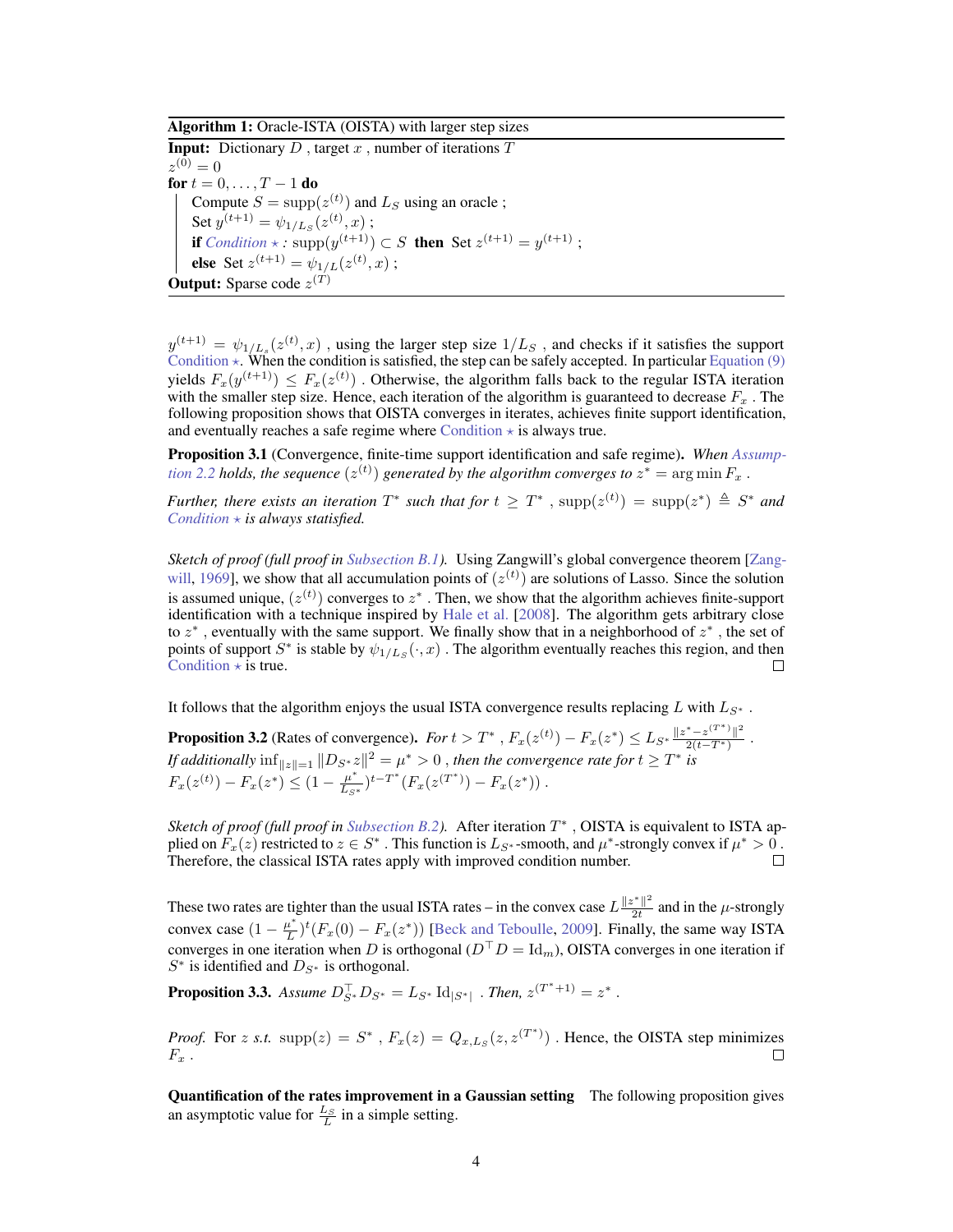**Algorithm 1:** Oracle-ISTA (OISTA) with larger step sizes

---

**Input:** Dictionary $D$ , target $x$ , number of iterations $T$

$z^{(0)} = 0$

**for** $t = 0, \dots, T-1$ **do**

  Compute $S = \text{supp}(z^{(t)})$ and $L_S$ using an oracle ;

  Set $y^{(t+1)} = \psi_{1/L_S}(z^{(t)}, x)$ ;

  **if** *Condition* $\star$ *:* $\text{supp}(y^{(t+1)}) \subset S$ **then** Set $z^{(t+1)} = y^{(t+1)}$ ;

  **else** Set $z^{(t+1)} = \psi_{1/L}(z^{(t)}, x)$ ;

**Output:** Sparse code $z^{(T)}$

---

$y^{(t+1)} = \psi_{1/L_s}(z^{(t)}, x)$ , using the larger step size $1/L_S$ , and checks if it satisfies the support Condition $\star$. When the condition is satisfied, the step can be safely accepted. In particular Equation (9) yields $F_x(y^{(t+1)}) \leq F_x(z^{(t)})$ . Otherwise, the algorithm falls back to the regular ISTA iteration with the smaller step size. Hence, each iteration of the algorithm is guaranteed to decrease $F_x$ . The following proposition shows that OISTA converges in iterates, achieves finite support identification, and eventually reaches a safe regime where Condition $\star$ is always true.

**Proposition 3.1** (Convergence, finite-time support identification and safe regime)**.** *When Assumption 2.2 holds, the sequence $(z^{(t)})$ generated by the algorithm converges to $z^* = \arg\min F_x$ .*

*Further, there exists an iteration $T^*$ such that for $t \geq T^*$ , $\text{supp}(z^{(t)}) = \text{supp}(z^*) \triangleq S^*$ and Condition $\star$ is always statisfied.*

*Sketch of proof (full proof in Subsection B.1).* Using Zangwill's global convergence theorem [Zangwill, 1969], we show that all accumulation points of $(z^{(t)})$ are solutions of Lasso. Since the solution is assumed unique, $(z^{(t)})$ converges to $z^*$ . Then, we show that the algorithm achieves finite-support identification with a technique inspired by Hale et al. [2008]. The algorithm gets arbitrary close to $z^*$ , eventually with the same support. We finally show that in a neighborhood of $z^*$ , the set of points of support $S^*$ is stable by $\psi_{1/L_S}(\cdot, x)$ . The algorithm eventually reaches this region, and then Condition $\star$ is true. □

It follows that the algorithm enjoys the usual ISTA convergence results replacing $L$ with $L_{S^*}$ .

**Proposition 3.2** (Rates of convergence)**.** *For $t > T^*$ , $F_x(z^{(t)}) - F_x(z^*) \leq L_{S^*} \frac{\|z^* - z^{(T^*)}\|^2}{2(t - T^*)}$ . If additionally $\inf_{\|z\|=1} \|D_{S^*} z\|^2 = \mu^* > 0$ , then the convergence rate for $t \geq T^*$ is $F_x(z^{(t)}) - F_x(z^*) \leq (1 - \frac{\mu^*}{L_{S^*}})^{t - T^*}(F_x(z^{(T^*)}) - F_x(z^*))$ .*

*Sketch of proof (full proof in Subsection B.2).* After iteration $T^*$ , OISTA is equivalent to ISTA applied on $F_x(z)$ restricted to $z \in S^*$ . This function is $L_{S^*}$-smooth, and $\mu^*$-strongly convex if $\mu^* > 0$ . Therefore, the classical ISTA rates apply with improved condition number. □

These two rates are tighter than the usual ISTA rates – in the convex case $L \frac{\|z^*\|^2}{2t}$ and in the $\mu$-strongly convex case $(1 - \frac{\mu^*}{L})^t (F_x(0) - F_x(z^*))$ [Beck and Teboulle, 2009]. Finally, the same way ISTA converges in one iteration when $D$ is orthogonal ($D^\top D = \text{Id}_m$), OISTA converges in one iteration if $S^*$ is identified and $D_{S^*}$ is orthogonal.

**Proposition 3.3.** *Assume $D_{S^*}^\top D_{S^*} = L_{S^*} \text{Id}_{|S^*|}$ . Then, $z^{(T^*+1)} = z^*$ .*

*Proof.* For $z$ *s.t.* $\text{supp}(z) = S^*$ , $F_x(z) = Q_{x, L_S}(z, z^{(T^*)})$ . Hence, the OISTA step minimizes $F_x$ . □

**Quantification of the rates improvement in a Gaussian setting** The following proposition gives an asymptotic value for $\frac{L_S}{L}$ in a simple setting.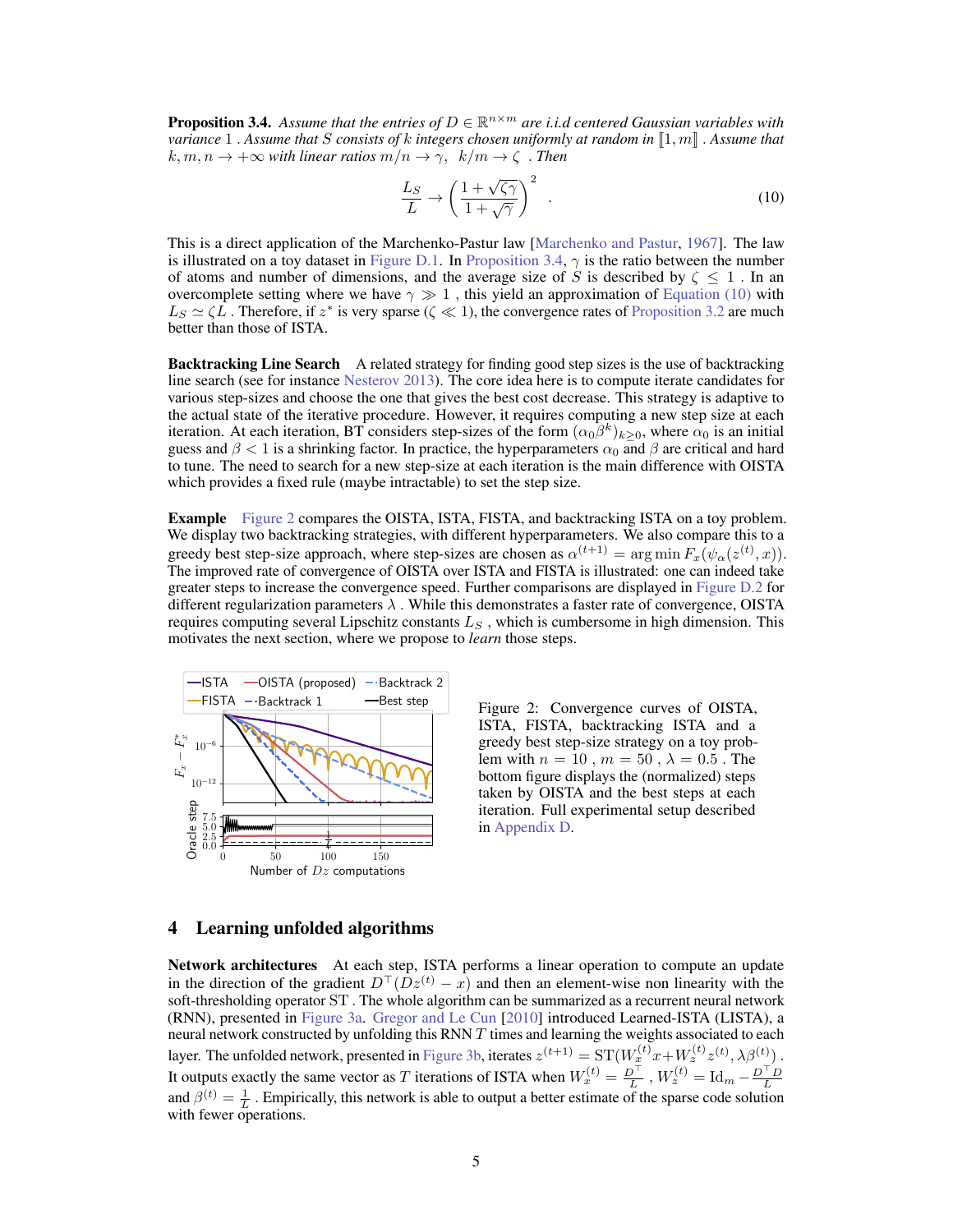**Proposition 3.4.** *Assume that the entries of $D \in \mathbb{R}^{n\times m}$ are i.i.d centered Gaussian variables with variance 1 . Assume that $S$ consists of $k$ integers chosen uniformly at random in $[\![1, m]\!]$ . Assume that $k, m, n \to +\infty$ with linear ratios $m/n \to \gamma$, $k/m \to \zeta$ . Then*

$$\frac{L_S}{L} \to \left(\frac{1+\sqrt{\zeta\gamma}}{1+\sqrt{\gamma}}\right)^2 \quad . \tag{10}$$

This is a direct application of the Marchenko-Pastur law [Marchenko and Pastur, 1967]. The law is illustrated on a toy dataset in Figure D.1. In Proposition 3.4, $\gamma$ is the ratio between the number of atoms and number of dimensions, and the average size of $S$ is described by $\zeta \le 1$ . In an overcomplete setting where we have $\gamma \gg 1$ , this yield an approximation of Equation (10) with $L_S \simeq \zeta L$ . Therefore, if $z^*$ is very sparse ($\zeta \ll 1$), the convergence rates of Proposition 3.2 are much better than those of ISTA.

**Backtracking Line Search** A related strategy for finding good step sizes is the use of backtracking line search (see for instance Nesterov 2013). The core idea here is to compute iterate candidates for various step-sizes and choose the one that gives the best cost decrease. This strategy is adaptive to the actual state of the iterative procedure. However, it requires computing a new step size at each iteration. At each iteration, BT considers step-sizes of the form $(\alpha_0\beta^k)_{k\ge0}$, where $\alpha_0$ is an initial guess and $\beta < 1$ is a shrinking factor. In practice, the hyperparameters $\alpha_0$ and $\beta$ are critical and hard to tune. The need to search for a new step-size at each iteration is the main difference with OISTA which provides a fixed rule (maybe intractable) to set the step size.

**Example** Figure 2 compares the OISTA, ISTA, FISTA, and backtracking ISTA on a toy problem. We display two backtracking strategies, with different hyperparameters. We also compare this to a greedy best step-size approach, where step-sizes are chosen as $\alpha^{(t+1)} = \arg\min F_x(\psi_\alpha(z^{(t)}, x))$. The improved rate of convergence of OISTA over ISTA and FISTA is illustrated: one can indeed take greater steps to increase the convergence speed. Further comparisons are displayed in Figure D.2 for different regularization parameters $\lambda$ . While this demonstrates a faster rate of convergence, OISTA requires computing several Lipschitz constants $L_S$ , which is cumbersome in high dimension. This motivates the next section, where we propose to *learn* those steps.

Figure 2: Convergence curves of OISTA, ISTA, FISTA, backtracking ISTA and a greedy best step-size strategy on a toy problem with $n = 10$ , $m = 50$ , $\lambda = 0.5$ . The bottom figure displays the (normalized) steps taken by OISTA and the best steps at each iteration. Full experimental setup described in Appendix D.

## 4 Learning unfolded algorithms

**Network architectures** At each step, ISTA performs a linear operation to compute an update in the direction of the gradient $D^\top(Dz^{(t)} - x)$ and then an element-wise non linearity with the soft-thresholding operator ST . The whole algorithm can be summarized as a recurrent neural network (RNN), presented in Figure 3a. Gregor and Le Cun [2010] introduced Learned-ISTA (LISTA), a neural network constructed by unfolding this RNN $T$ times and learning the weights associated to each layer. The unfolded network, presented in Figure 3b, iterates $z^{(t+1)} = \mathrm{ST}(W_x^{(t)}x + W_z^{(t)}z^{(t)}, \lambda\beta^{(t)})$ . It outputs exactly the same vector as $T$ iterations of ISTA when $W_x^{(t)} = \frac{D^\top}{L}$ , $W_z^{(t)} = \mathrm{Id}_m - \frac{D^\top D}{L}$ and $\beta^{(t)} = \frac{1}{L}$ . Empirically, this network is able to output a better estimate of the sparse code solution with fewer operations.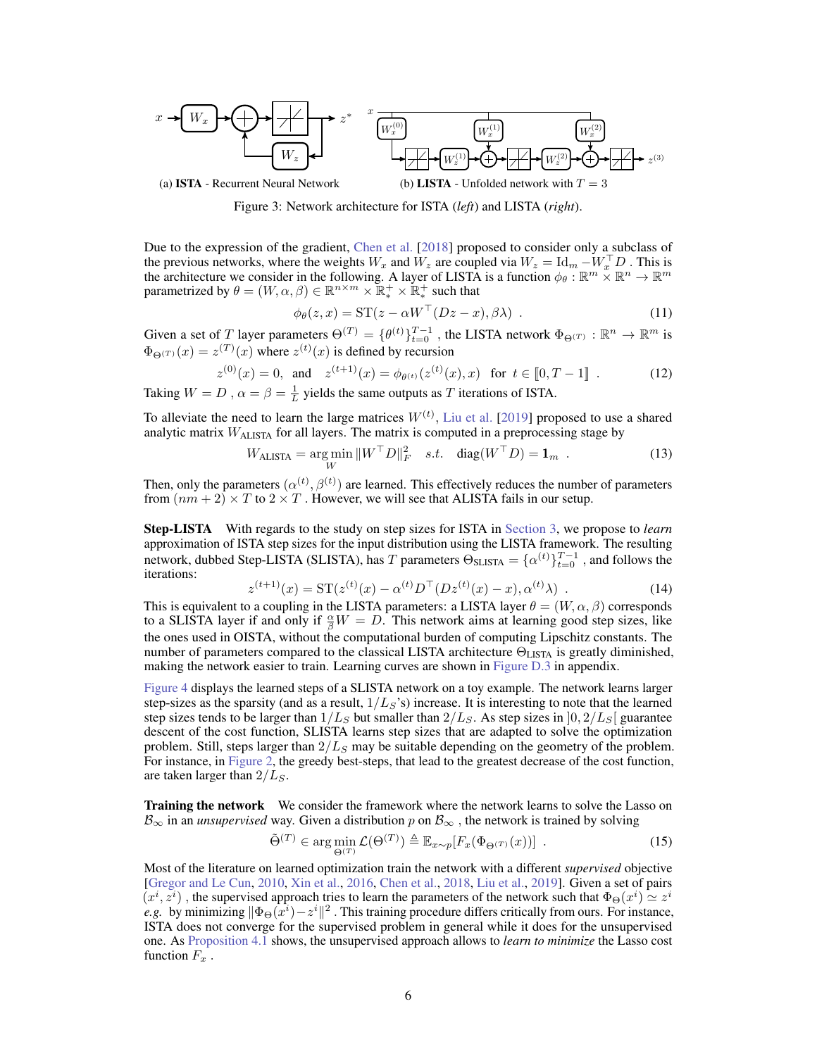(a) **ISTA** - Recurrent Neural Network

(b) **LISTA** - Unfolded network with $T = 3$

Figure 3: Network architecture for ISTA (*left*) and LISTA (*right*).

Due to the expression of the gradient, Chen et al. [2018] proposed to consider only a subclass of the previous networks, where the weights $W_x$ and $W_z$ are coupled via $W_z = \mathrm{Id}_m - W_x^\top D$ . This is the architecture we consider in the following. A layer of LISTA is a function $\phi_\theta : \mathbb{R}^m \times \mathbb{R}^n \to \mathbb{R}^m$ parametrized by $\theta = (W, \alpha, \beta) \in \mathbb{R}^{n \times m} \times \mathbb{R}_*^+ \times \mathbb{R}_*^+$ such that

$$\phi_\theta(z, x) = \mathrm{ST}(z - \alpha W^\top (Dz - x), \beta\lambda) \ . \tag{11}$$

Given a set of $T$ layer parameters $\Theta^{(T)} = \{\theta^{(t)}\}_{t=0}^{T-1}$ , the LISTA network $\Phi_{\Theta^{(T)}} : \mathbb{R}^n \to \mathbb{R}^m$ is $\Phi_{\Theta^{(T)}}(x) = z^{(T)}(x)$ where $z^{(t)}(x)$ is defined by recursion

$$z^{(0)}(x) = 0, \ \text{ and } \ z^{(t+1)}(x) = \phi_{\theta^{(t)}}(z^{(t)}(x), x) \ \text{ for } t \in [\![0, T-1]\!] \ . \tag{12}$$

Taking $W = D$ , $\alpha = \beta = \frac{1}{L}$ yields the same outputs as $T$ iterations of ISTA.

To alleviate the need to learn the large matrices $W^{(t)}$, Liu et al. [2019] proposed to use a shared analytic matrix $W_{\text{ALISTA}}$ for all layers. The matrix is computed in a preprocessing stage by

$$W_{\text{ALISTA}} = \arg\min_W \|W^\top D\|_F^2 \quad s.t. \quad \mathrm{diag}(W^\top D) = \mathbf{1}_m \ . \tag{13}$$

Then, only the parameters $(\alpha^{(t)}, \beta^{(t)})$ are learned. This effectively reduces the number of parameters from $(nm + 2) \times T$ to $2 \times T$ . However, we will see that ALISTA fails in our setup.

**Step-LISTA** With regards to the study on step sizes for ISTA in Section 3, we propose to *learn* approximation of ISTA step sizes for the input distribution using the LISTA framework. The resulting network, dubbed Step-LISTA (SLISTA), has $T$ parameters $\Theta_{\text{SLISTA}} = \{\alpha^{(t)}\}_{t=0}^{T-1}$ , and follows the iterations:

$$z^{(t+1)}(x) = \mathrm{ST}(z^{(t)}(x) - \alpha^{(t)} D^\top (Dz^{(t)}(x) - x), \alpha^{(t)}\lambda) \ . \tag{14}$$

This is equivalent to a coupling in the LISTA parameters: a LISTA layer $\theta = (W, \alpha, \beta)$ corresponds to a SLISTA layer if and only if $\frac{\alpha}{\beta} W = D$. This network aims at learning good step sizes, like the ones used in OISTA, without the computational burden of computing Lipschitz constants. The number of parameters compared to the classical LISTA architecture $\Theta_{\text{LISTA}}$ is greatly diminished, making the network easier to train. Learning curves are shown in Figure D.3 in appendix.

Figure 4 displays the learned steps of a SLISTA network on a toy example. The network learns larger step-sizes as the sparsity (and as a result, $1/L_S$'s) increase. It is interesting to note that the learned step sizes tends to be larger than $1/L_S$ but smaller than $2/L_S$. As step sizes in $]0, 2/L_S[$ guarantee descent of the cost function, SLISTA learns step sizes that are adapted to solve the optimization problem. Still, steps larger than $2/L_S$ may be suitable depending on the geometry of the problem. For instance, in Figure 2, the greedy best-steps, that lead to the greatest decrease of the cost function, are taken larger than $2/L_S$.

**Training the network** We consider the framework where the network learns to solve the Lasso on $\mathcal{B}_\infty$ in an *unsupervised* way. Given a distribution $p$ on $\mathcal{B}_\infty$ , the network is trained by solving

$$\tilde{\Theta}^{(T)} \in \arg\min_{\Theta^{(T)}} \mathcal{L}(\Theta^{(T)}) \triangleq \mathbb{E}_{x \sim p}[F_x(\Phi_{\Theta^{(T)}}(x))] \ . \tag{15}$$

Most of the literature on learned optimization train the network with a different *supervised* objective [Gregor and Le Cun, 2010, Xin et al., 2016, Chen et al., 2018, Liu et al., 2019]. Given a set of pairs $(x^i, z^i)$ , the supervised approach tries to learn the parameters of the network such that $\Phi_\Theta(x^i) \simeq z^i$ *e.g.* by minimizing $\|\Phi_\Theta(x^i) - z^i\|^2$ . This training procedure differs critically from ours. For instance, ISTA does not converge for the supervised problem in general while it does for the unsupervised one. As Proposition 4.1 shows, the unsupervised approach allows to *learn to minimize* the Lasso cost function $F_x$ .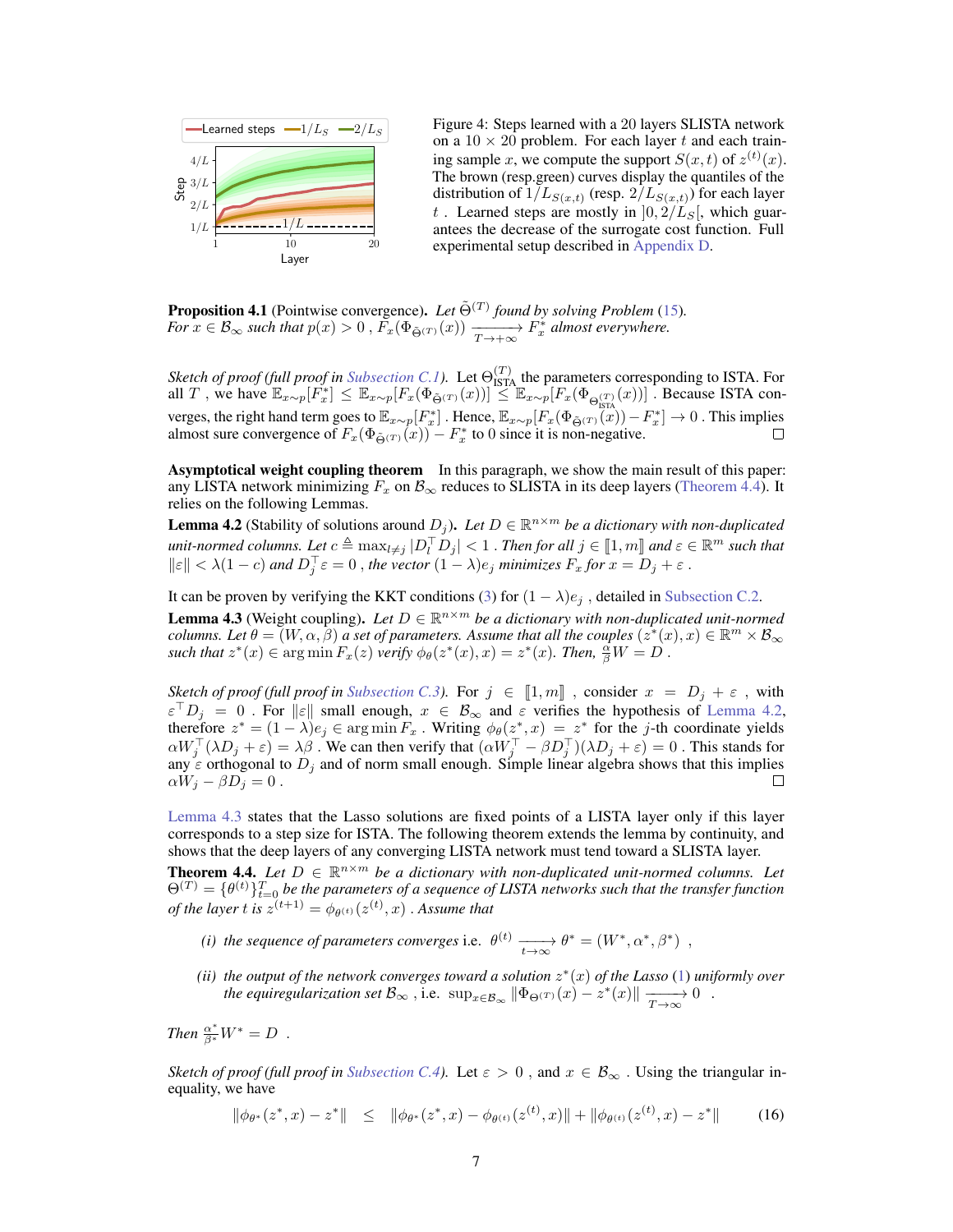Figure 4: Steps learned with a 20 layers SLISTA network on a $10 \times 20$ problem. For each layer $t$ and each training sample $x$, we compute the support $S(x,t)$ of $z^{(t)}(x)$. The brown (resp.green) curves display the quantiles of the distribution of $1/L_{S(x,t)}$ (resp. $2/L_{S(x,t)}$) for each layer $t$ . Learned steps are mostly in $]0, 2/L_S[$, which guarantees the decrease of the surrogate cost function. Full experimental setup described in Appendix D.

**Proposition 4.1** (Pointwise convergence). *Let $\tilde{\Theta}^{(T)}$ found by solving Problem (15). For $x \in \mathcal{B}_\infty$ such that $p(x) > 0$ , $F_x(\Phi_{\tilde{\Theta}^{(T)}}(x)) \xrightarrow[T\to+\infty]{} F_x^*$ almost everywhere.*

*Sketch of proof (full proof in Subsection C.1).* Let $\Theta^{(T)}_{\text{ISTA}}$ the parameters corresponding to ISTA. For all $T$ , we have $\mathbb{E}_{x\sim p}[F_x^*] \le \mathbb{E}_{x\sim p}[F_x(\Phi_{\tilde{\Theta}^{(T)}}(x))] \le \mathbb{E}_{x\sim p}[F_x(\Phi_{\Theta^{(T)}_{\text{ISTA}}}(x))]$ . Because ISTA converges, the right hand term goes to $\mathbb{E}_{x\sim p}[F_x^*]$ . Hence, $\mathbb{E}_{x\sim p}[F_x(\Phi_{\tilde{\Theta}^{(T)}}(x)) - F_x^*] \to 0$ . This implies almost sure convergence of $F_x(\Phi_{\tilde{\Theta}^{(T)}}(x)) - F_x^*$ to 0 since it is non-negative. □

**Asymptotical weight coupling theorem** In this paragraph, we show the main result of this paper: any LISTA network minimizing $F_x$ on $\mathcal{B}_\infty$ reduces to SLISTA in its deep layers (Theorem 4.4). It relies on the following Lemmas.

**Lemma 4.2** (Stability of solutions around $D_j$). *Let $D \in \mathbb{R}^{n\times m}$ be a dictionary with non-duplicated unit-normed columns. Let $c \triangleq \max_{l\neq j} |D_l^\top D_j| < 1$ . Then for all $j \in [\![1, m]\!]$ and $\varepsilon \in \mathbb{R}^m$ such that $\|\varepsilon\| < \lambda(1-c)$ and $D_j^\top \varepsilon = 0$ , the vector $(1-\lambda)e_j$ minimizes $F_x$ for $x = D_j + \varepsilon$ .*

It can be proven by verifying the KKT conditions (3) for $(1-\lambda)e_j$ , detailed in Subsection C.2.

**Lemma 4.3** (Weight coupling). *Let $D \in \mathbb{R}^{n\times m}$ be a dictionary with non-duplicated unit-normed columns. Let $\theta = (W, \alpha, \beta)$ a set of parameters. Assume that all the couples $(z^*(x), x) \in \mathbb{R}^m \times \mathcal{B}_\infty$ such that $z^*(x) \in \arg\min F_x(z)$ verify $\phi_\theta(z^*(x), x) = z^*(x)$. Then, $\frac{\alpha}{\beta} W = D$ .*

*Sketch of proof (full proof in Subsection C.3).* For $j \in [\![1, m]\!]$ , consider $x = D_j + \varepsilon$ , with $\varepsilon^\top D_j = 0$ . For $\|\varepsilon\|$ small enough, $x \in \mathcal{B}_\infty$ and $\varepsilon$ verifies the hypothesis of Lemma 4.2, therefore $z^* = (1-\lambda)e_j \in \arg\min F_x$ . Writing $\phi_\theta(z^*, x) = z^*$ for the $j$-th coordinate yields $\alpha W_j^\top(\lambda D_j + \varepsilon) = \lambda\beta$ . We can then verify that $(\alpha W_j^\top - \beta D_j^\top)(\lambda D_j + \varepsilon) = 0$ . This stands for any $\varepsilon$ orthogonal to $D_j$ and of norm small enough. Simple linear algebra shows that this implies $\alpha W_j - \beta D_j = 0$ . □

Lemma 4.3 states that the Lasso solutions are fixed points of a LISTA layer only if this layer corresponds to a step size for ISTA. The following theorem extends the lemma by continuity, and shows that the deep layers of any converging LISTA network must tend toward a SLISTA layer.

**Theorem 4.4.** *Let $D \in \mathbb{R}^{n\times m}$ be a dictionary with non-duplicated unit-normed columns. Let $\Theta^{(T)} = \{\theta^{(t)}\}_{t=0}^T$ be the parameters of a sequence of LISTA networks such that the transfer function of the layer $t$ is $z^{(t+1)} = \phi_{\theta^{(t)}}(z^{(t)}, x)$ . Assume that*

*(i) the sequence of parameters converges i.e. $\theta^{(t)} \xrightarrow[t\to\infty]{} \theta^* = (W^*, \alpha^*, \beta^*)$ ,*

*(ii) the output of the network converges toward a solution $z^*(x)$ of the Lasso (1) uniformly over the equiregularization set $\mathcal{B}_\infty$ , i.e. $\sup_{x\in\mathcal{B}_\infty} \|\Phi_{\Theta^{(T)}}(x) - z^*(x)\| \xrightarrow[T\to\infty]{} 0$ .*

*Then $\frac{\alpha^*}{\beta^*} W^* = D$ .*

*Sketch of proof (full proof in Subsection C.4).* Let $\varepsilon > 0$ , and $x \in \mathcal{B}_\infty$ . Using the triangular inequality, we have

$$\|\phi_{\theta^*}(z^*, x) - z^*\| \le \|\phi_{\theta^*}(z^*, x) - \phi_{\theta^{(t)}}(z^{(t)}, x)\| + \|\phi_{\theta^{(t)}}(z^{(t)}, x) - z^*\| \tag{16}$$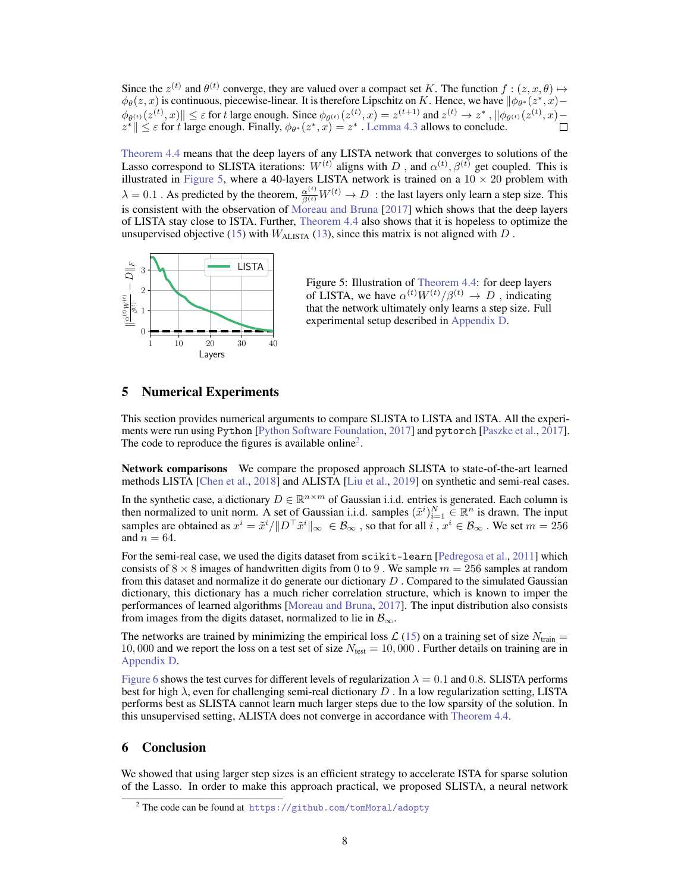Since the $z^{(t)}$ and $\theta^{(t)}$ converge, they are valued over a compact set $K$. The function $f : (z, x, \theta) \mapsto \phi_\theta(z, x)$ is continuous, piecewise-linear. It is therefore Lipschitz on $K$. Hence, we have $\|\phi_{\theta^*}(z^*, x) - \phi_{\theta^{(t)}}(z^{(t)}, x)\| \leq \varepsilon$ for $t$ large enough. Since $\phi_{\theta^{(t)}}(z^{(t)}, x) = z^{(t+1)}$ and $z^{(t)} \to z^*$ , $\|\phi_{\theta^{(t)}}(z^{(t)}, x) - z^*\| \leq \varepsilon$ for $t$ large enough. Finally, $\phi_{\theta^*}(z^*, x) = z^*$ . Lemma 4.3 allows to conclude. □

Theorem 4.4 means that the deep layers of any LISTA network that converges to solutions of the Lasso correspond to SLISTA iterations: $W^{(t)}$ aligns with $D$ , and $\alpha^{(t)}, \beta^{(t)}$ get coupled. This is illustrated in Figure 5, where a 40-layers LISTA network is trained on a $10 \times 20$ problem with $\lambda = 0.1$ . As predicted by the theorem, $\frac{\alpha^{(t)}}{\beta^{(t)}} W^{(t)} \to D$ : the last layers only learn a step size. This is consistent with the observation of Moreau and Bruna [2017] which shows that the deep layers of LISTA stay close to ISTA. Further, Theorem 4.4 also shows that it is hopeless to optimize the unsupervised objective (15) with $W_{\text{ALISTA}}$ (13), since this matrix is not aligned with $D$ .

Figure 5: Illustration of Theorem 4.4: for deep layers of LISTA, we have $\alpha^{(t)} W^{(t)} / \beta^{(t)} \to D$ , indicating that the network ultimately only learns a step size. Full experimental setup described in Appendix D.

## 5 Numerical Experiments

This section provides numerical arguments to compare SLISTA to LISTA and ISTA. All the experiments were run using Python [Python Software Foundation, 2017] and pytorch [Paszke et al., 2017]. The code to reproduce the figures is available online[2].

**Network comparisons** We compare the proposed approach SLISTA to state-of-the-art learned methods LISTA [Chen et al., 2018] and ALISTA [Liu et al., 2019] on synthetic and semi-real cases.

In the synthetic case, a dictionary $D \in \mathbb{R}^{n \times m}$ of Gaussian i.i.d. entries is generated. Each column is then normalized to unit norm. A set of Gaussian i.i.d. samples $(\tilde{x}^i)_{i=1}^N \in \mathbb{R}^n$ is drawn. The input samples are obtained as $x^i = \tilde{x}^i / \|D^\top \tilde{x}^i\|_\infty \in \mathcal{B}_\infty$ , so that for all $i$ , $x^i \in \mathcal{B}_\infty$ . We set $m = 256$ and $n = 64$.

For the semi-real case, we used the digits dataset from scikit-learn [Pedregosa et al., 2011] which consists of $8 \times 8$ images of handwritten digits from 0 to 9 . We sample $m = 256$ samples at random from this dataset and normalize it do generate our dictionary $D$ . Compared to the simulated Gaussian dictionary, this dictionary has a much richer correlation structure, which is known to imper the performances of learned algorithms [Moreau and Bruna, 2017]. The input distribution also consists from images from the digits dataset, normalized to lie in $\mathcal{B}_\infty$.

The networks are trained by minimizing the empirical loss $\mathcal{L}$ (15) on a training set of size $N_{\text{train}} = 10,000$ and we report the loss on a test set of size $N_{\text{test}} = 10,000$ . Further details on training are in Appendix D.

Figure 6 shows the test curves for different levels of regularization $\lambda = 0.1$ and $0.8$. SLISTA performs best for high $\lambda$, even for challenging semi-real dictionary $D$ . In a low regularization setting, LISTA performs best as SLISTA cannot learn much larger steps due to the low sparsity of the solution. In this unsupervised setting, ALISTA does not converge in accordance with Theorem 4.4.

## 6 Conclusion

We showed that using larger step sizes is an efficient strategy to accelerate ISTA for sparse solution of the Lasso. In order to make this approach practical, we proposed SLISTA, a neural network

[2] The code can be found at https://github.com/tomMoral/adopty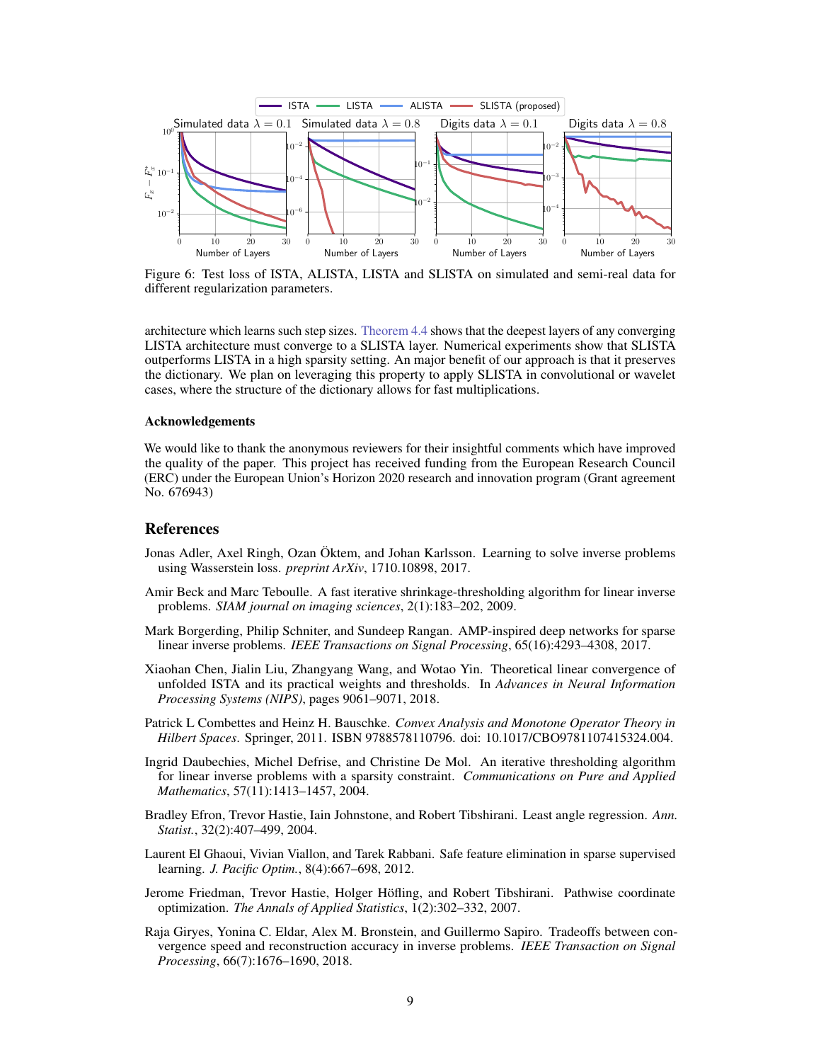Figure 6: Test loss of ISTA, ALISTA, LISTA and SLISTA on simulated and semi-real data for different regularization parameters.

architecture which learns such step sizes. Theorem 4.4 shows that the deepest layers of any converging LISTA architecture must converge to a SLISTA layer. Numerical experiments show that SLISTA outperforms LISTA in a high sparsity setting. An major benefit of our approach is that it preserves the dictionary. We plan on leveraging this property to apply SLISTA in convolutional or wavelet cases, where the structure of the dictionary allows for fast multiplications.

### Acknowledgements

We would like to thank the anonymous reviewers for their insightful comments which have improved the quality of the paper. This project has received funding from the European Research Council (ERC) under the European Union's Horizon 2020 research and innovation program (Grant agreement No. 676943)

## References

Jonas Adler, Axel Ringh, Ozan Öktem, and Johan Karlsson. Learning to solve inverse problems using Wasserstein loss. *preprint ArXiv*, 1710.10898, 2017.

Amir Beck and Marc Teboulle. A fast iterative shrinkage-thresholding algorithm for linear inverse problems. *SIAM journal on imaging sciences*, 2(1):183–202, 2009.

Mark Borgerding, Philip Schniter, and Sundeep Rangan. AMP-inspired deep networks for sparse linear inverse problems. *IEEE Transactions on Signal Processing*, 65(16):4293–4308, 2017.

Xiaohan Chen, Jialin Liu, Zhangyang Wang, and Wotao Yin. Theoretical linear convergence of unfolded ISTA and its practical weights and thresholds. In *Advances in Neural Information Processing Systems (NIPS)*, pages 9061–9071, 2018.

Patrick L Combettes and Heinz H. Bauschke. *Convex Analysis and Monotone Operator Theory in Hilbert Spaces*. Springer, 2011. ISBN 9788578110796. doi: 10.1017/CBO9781107415324.004.

Ingrid Daubechies, Michel Defrise, and Christine De Mol. An iterative thresholding algorithm for linear inverse problems with a sparsity constraint. *Communications on Pure and Applied Mathematics*, 57(11):1413–1457, 2004.

Bradley Efron, Trevor Hastie, Iain Johnstone, and Robert Tibshirani. Least angle regression. *Ann. Statist.*, 32(2):407–499, 2004.

Laurent El Ghaoui, Vivian Viallon, and Tarek Rabbani. Safe feature elimination in sparse supervised learning. *J. Pacific Optim.*, 8(4):667–698, 2012.

Jerome Friedman, Trevor Hastie, Holger Höfling, and Robert Tibshirani. Pathwise coordinate optimization. *The Annals of Applied Statistics*, 1(2):302–332, 2007.

Raja Giryes, Yonina C. Eldar, Alex M. Bronstein, and Guillermo Sapiro. Tradeoffs between convergence speed and reconstruction accuracy in inverse problems. *IEEE Transaction on Signal Processing*, 66(7):1676–1690, 2018.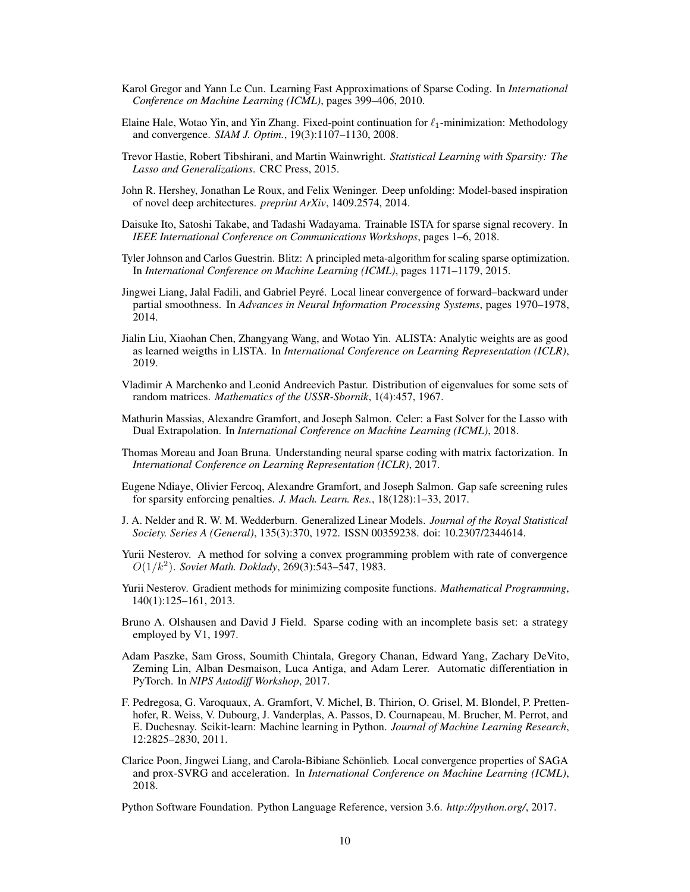Karol Gregor and Yann Le Cun. Learning Fast Approximations of Sparse Coding. In *International Conference on Machine Learning (ICML)*, pages 399–406, 2010.

Elaine Hale, Wotao Yin, and Yin Zhang. Fixed-point continuation for $\ell_1$-minimization: Methodology and convergence. *SIAM J. Optim.*, 19(3):1107–1130, 2008.

Trevor Hastie, Robert Tibshirani, and Martin Wainwright. *Statistical Learning with Sparsity: The Lasso and Generalizations*. CRC Press, 2015.

John R. Hershey, Jonathan Le Roux, and Felix Weninger. Deep unfolding: Model-based inspiration of novel deep architectures. *preprint ArXiv*, 1409.2574, 2014.

Daisuke Ito, Satoshi Takabe, and Tadashi Wadayama. Trainable ISTA for sparse signal recovery. In *IEEE International Conference on Communications Workshops*, pages 1–6, 2018.

Tyler Johnson and Carlos Guestrin. Blitz: A principled meta-algorithm for scaling sparse optimization. In *International Conference on Machine Learning (ICML)*, pages 1171–1179, 2015.

Jingwei Liang, Jalal Fadili, and Gabriel Peyré. Local linear convergence of forward–backward under partial smoothness. In *Advances in Neural Information Processing Systems*, pages 1970–1978, 2014.

Jialin Liu, Xiaohan Chen, Zhangyang Wang, and Wotao Yin. ALISTA: Analytic weights are as good as learned weigths in LISTA. In *International Conference on Learning Representation (ICLR)*, 2019.

Vladimir A Marchenko and Leonid Andreevich Pastur. Distribution of eigenvalues for some sets of random matrices. *Mathematics of the USSR-Sbornik*, 1(4):457, 1967.

Mathurin Massias, Alexandre Gramfort, and Joseph Salmon. Celer: a Fast Solver for the Lasso with Dual Extrapolation. In *International Conference on Machine Learning (ICML)*, 2018.

Thomas Moreau and Joan Bruna. Understanding neural sparse coding with matrix factorization. In *International Conference on Learning Representation (ICLR)*, 2017.

Eugene Ndiaye, Olivier Fercoq, Alexandre Gramfort, and Joseph Salmon. Gap safe screening rules for sparsity enforcing penalties. *J. Mach. Learn. Res.*, 18(128):1–33, 2017.

J. A. Nelder and R. W. M. Wedderburn. Generalized Linear Models. *Journal of the Royal Statistical Society. Series A (General)*, 135(3):370, 1972. ISSN 00359238. doi: 10.2307/2344614.

Yurii Nesterov. A method for solving a convex programming problem with rate of convergence $O(1/k^2)$. *Soviet Math. Doklady*, 269(3):543–547, 1983.

Yurii Nesterov. Gradient methods for minimizing composite functions. *Mathematical Programming*, 140(1):125–161, 2013.

Bruno A. Olshausen and David J Field. Sparse coding with an incomplete basis set: a strategy employed by V1, 1997.

Adam Paszke, Sam Gross, Soumith Chintala, Gregory Chanan, Edward Yang, Zachary DeVito, Zeming Lin, Alban Desmaison, Luca Antiga, and Adam Lerer. Automatic differentiation in PyTorch. In *NIPS Autodiff Workshop*, 2017.

F. Pedregosa, G. Varoquaux, A. Gramfort, V. Michel, B. Thirion, O. Grisel, M. Blondel, P. Prettenhofer, R. Weiss, V. Dubourg, J. Vanderplas, A. Passos, D. Cournapeau, M. Brucher, M. Perrot, and E. Duchesnay. Scikit-learn: Machine learning in Python. *Journal of Machine Learning Research*, 12:2825–2830, 2011.

Clarice Poon, Jingwei Liang, and Carola-Bibiane Schönlieb. Local convergence properties of SAGA and prox-SVRG and acceleration. In *International Conference on Machine Learning (ICML)*, 2018.

Python Software Foundation. Python Language Reference, version 3.6. *http://python.org/*, 2017.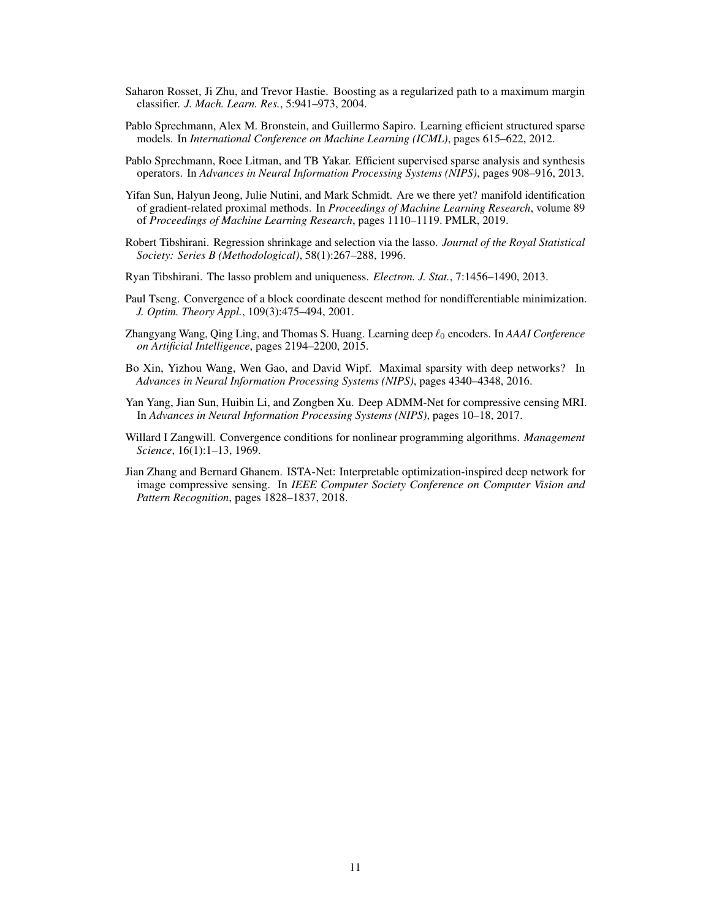Saharon Rosset, Ji Zhu, and Trevor Hastie. Boosting as a regularized path to a maximum margin classifier. *J. Mach. Learn. Res.*, 5:941–973, 2004.

Pablo Sprechmann, Alex M. Bronstein, and Guillermo Sapiro. Learning efficient structured sparse models. In *International Conference on Machine Learning (ICML)*, pages 615–622, 2012.

Pablo Sprechmann, Roee Litman, and TB Yakar. Efficient supervised sparse analysis and synthesis operators. In *Advances in Neural Information Processing Systems (NIPS)*, pages 908–916, 2013.

Yifan Sun, Halyun Jeong, Julie Nutini, and Mark Schmidt. Are we there yet? manifold identification of gradient-related proximal methods. In *Proceedings of Machine Learning Research*, volume 89 of *Proceedings of Machine Learning Research*, pages 1110–1119. PMLR, 2019.

Robert Tibshirani. Regression shrinkage and selection via the lasso. *Journal of the Royal Statistical Society: Series B (Methodological)*, 58(1):267–288, 1996.

Ryan Tibshirani. The lasso problem and uniqueness. *Electron. J. Stat.*, 7:1456–1490, 2013.

Paul Tseng. Convergence of a block coordinate descent method for nondifferentiable minimization. *J. Optim. Theory Appl.*, 109(3):475–494, 2001.

Zhangyang Wang, Qing Ling, and Thomas S. Huang. Learning deep $\ell_0$ encoders. In *AAAI Conference on Artificial Intelligence*, pages 2194–2200, 2015.

Bo Xin, Yizhou Wang, Wen Gao, and David Wipf. Maximal sparsity with deep networks? In *Advances in Neural Information Processing Systems (NIPS)*, pages 4340–4348, 2016.

Yan Yang, Jian Sun, Huibin Li, and Zongben Xu. Deep ADMM-Net for compressive censing MRI. In *Advances in Neural Information Processing Systems (NIPS)*, pages 10–18, 2017.

Willard I Zangwill. Convergence conditions for nonlinear programming algorithms. *Management Science*, 16(1):1–13, 1969.

Jian Zhang and Bernard Ghanem. ISTA-Net: Interpretable optimization-inspired deep network for image compressive sensing. In *IEEE Computer Society Conference on Computer Vision and Pattern Recognition*, pages 1828–1837, 2018.